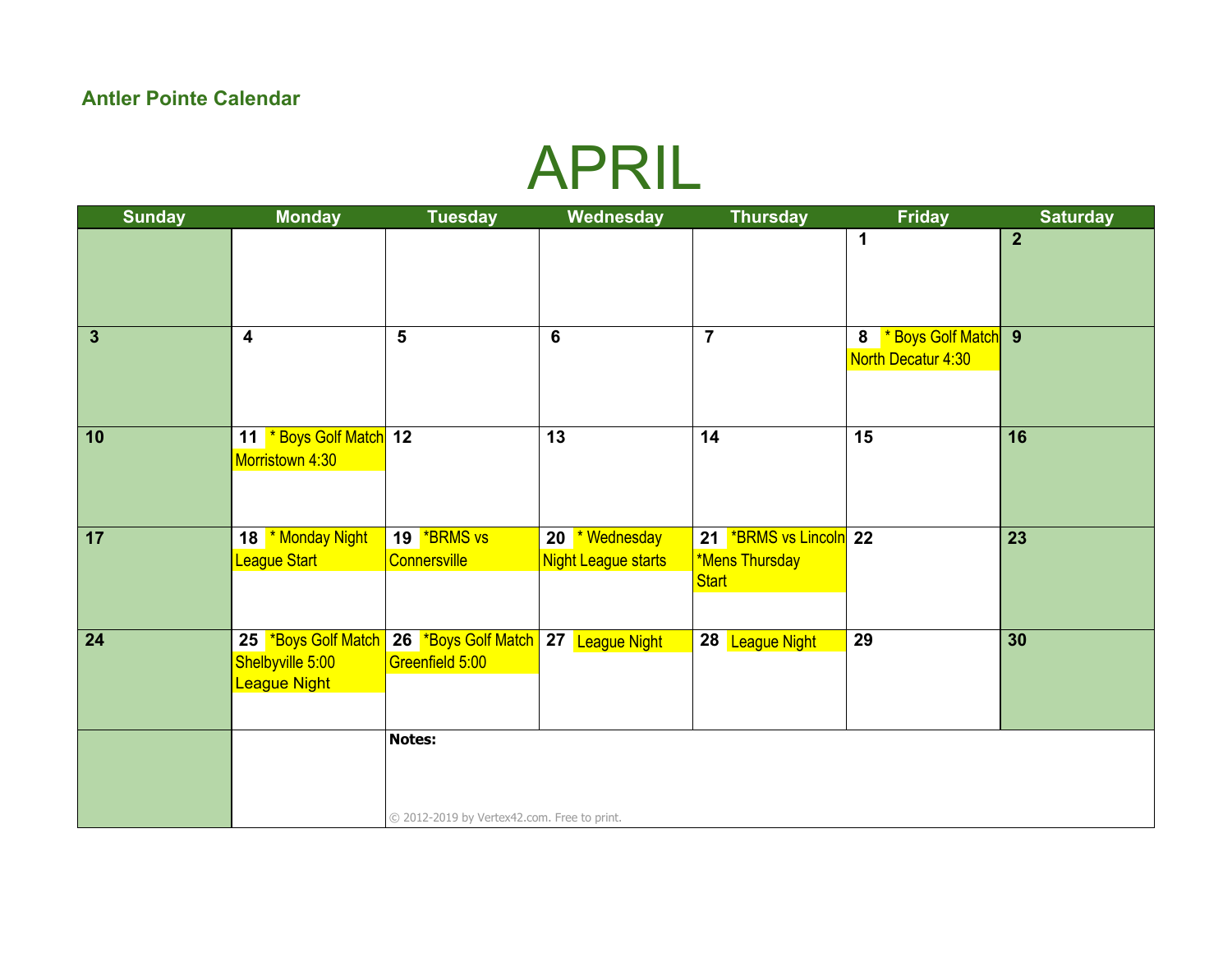**Antler Pointe Calendar**

# APRIL

| Sunday | Monday | Tuesday | Wednesday | Thursday | Friday | Saturday |
|---|---|---|---|---|---|---|
| | | | | | 1 | 2 |
| 3 | 4 | 5 | 6 | 7 | 8 * Boys Golf Match North Decatur 4:30 | 9 |
| 10 | 11 * Boys Golf Match Morristown 4:30 | 12 | 13 | 14 | 15 | 16 |
| 17 | 18 * Monday Night League Start | 19 *BRMS vs Connersville | 20 * Wednesday Night League starts | 21 *BRMS vs Lincoln *Mens Thursday Start | 22 | 23 |
| 24 | 25 *Boys Golf Match Shelbyville 5:00 League Night | 26 *Boys Golf Match Greenfield 5:00 | 27 League Night | 28 League Night | 29 | 30 |

**Notes:**

© 2012-2019 by Vertex42.com. Free to print.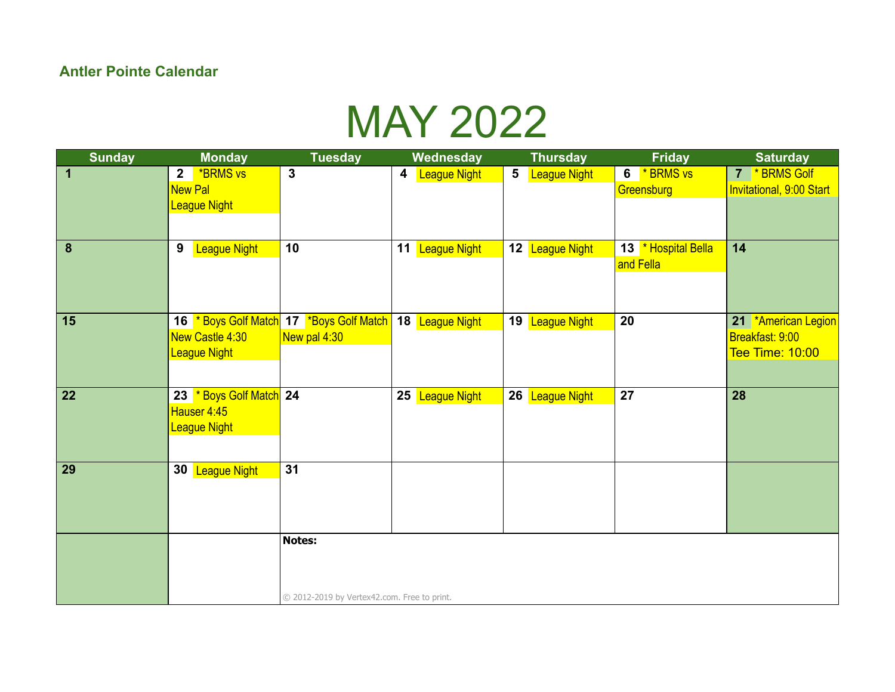**Antler Pointe Calendar**

# MAY 2022

| Sunday | Monday | Tuesday | Wednesday | Thursday | Friday | Saturday |
|---|---|---|---|---|---|---|
| 1 | 2 *BRMS vs New Pal League Night | 3 | 4 League Night | 5 League Night | 6 * BRMS vs Greensburg | 7 * BRMS Golf Invitational, 9:00 Start |
| 8 | 9 League Night | 10 | 11 League Night | 12 League Night | 13 * Hospital Bella and Fella | 14 |
| 15 | 16 * Boys Golf Match New Castle 4:30 League Night | 17 *Boys Golf Match New pal 4:30 | 18 League Night | 19 League Night | 20 | 21 *American Legion Breakfast: 9:00 Tee Time: 10:00 |
| 22 | 23 * Boys Golf Match Hauser 4:45 League Night | 24 | 25 League Night | 26 League Night | 27 | 28 |
| 29 | 30 League Night | 31 | | | | |

**Notes:**

© 2012-2019 by Vertex42.com. Free to print.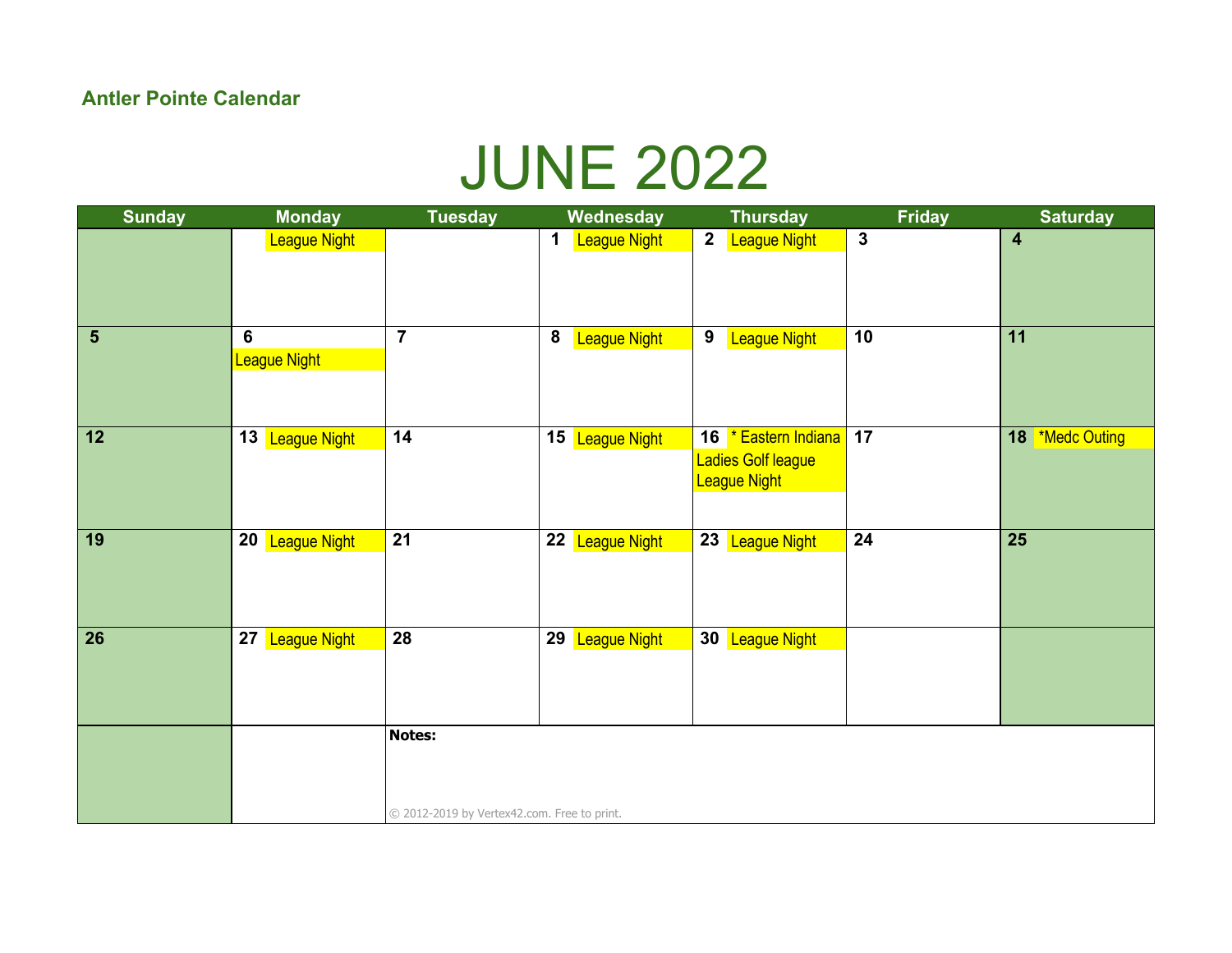**Antler Pointe Calendar**

# JUNE 2022

| Sunday | Monday | Tuesday | Wednesday | Thursday | Friday | Saturday |
|---|---|---|---|---|---|---|
| | League Night | | 1 League Night | 2 League Night | 3 | 4 |
| 5 | 6 League Night | 7 | 8 League Night | 9 League Night | 10 | 11 |
| 12 | 13 League Night | 14 | 15 League Night | 16 * Eastern Indiana Ladies Golf league League Night | 17 | 18 *Medc Outing |
| 19 | 20 League Night | 21 | 22 League Night | 23 League Night | 24 | 25 |
| 26 | 27 League Night | 28 | 29 League Night | 30 League Night | | |
| | | **Notes:** | | | | |

© 2012-2019 by Vertex42.com. Free to print.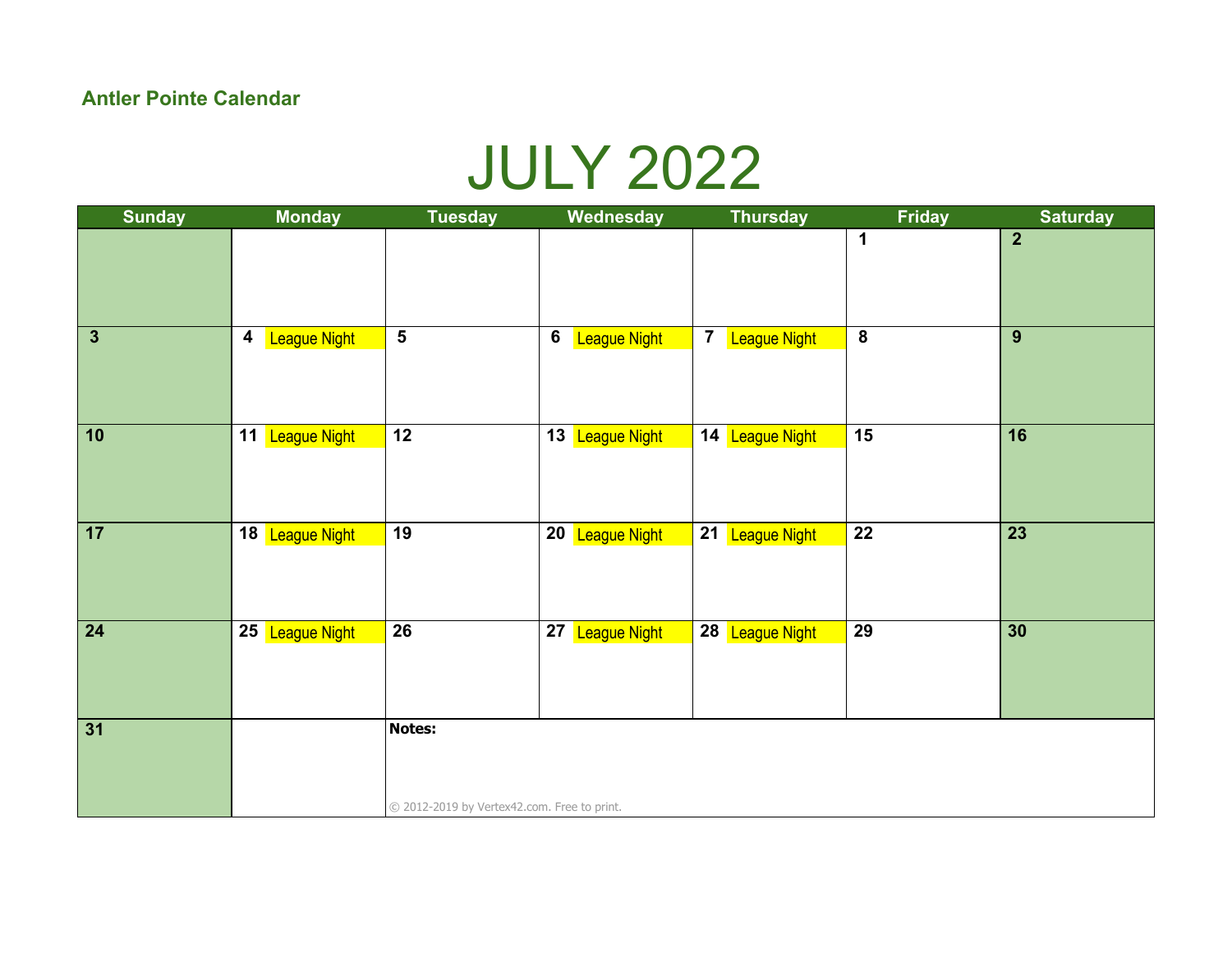**Antler Pointe Calendar**

# JULY 2022

| Sunday | Monday | Tuesday | Wednesday | Thursday | Friday | Saturday |
|---|---|---|---|---|---|---|
| | | | | | 1 | 2 |
| 3 | 4 League Night | 5 | 6 League Night | 7 League Night | 8 | 9 |
| 10 | 11 League Night | 12 | 13 League Night | 14 League Night | 15 | 16 |
| 17 | 18 League Night | 19 | 20 League Night | 21 League Night | 22 | 23 |
| 24 | 25 League Night | 26 | 27 League Night | 28 League Night | 29 | 30 |
| 31 | | **Notes:** | | | | |

© 2012-2019 by Vertex42.com. Free to print.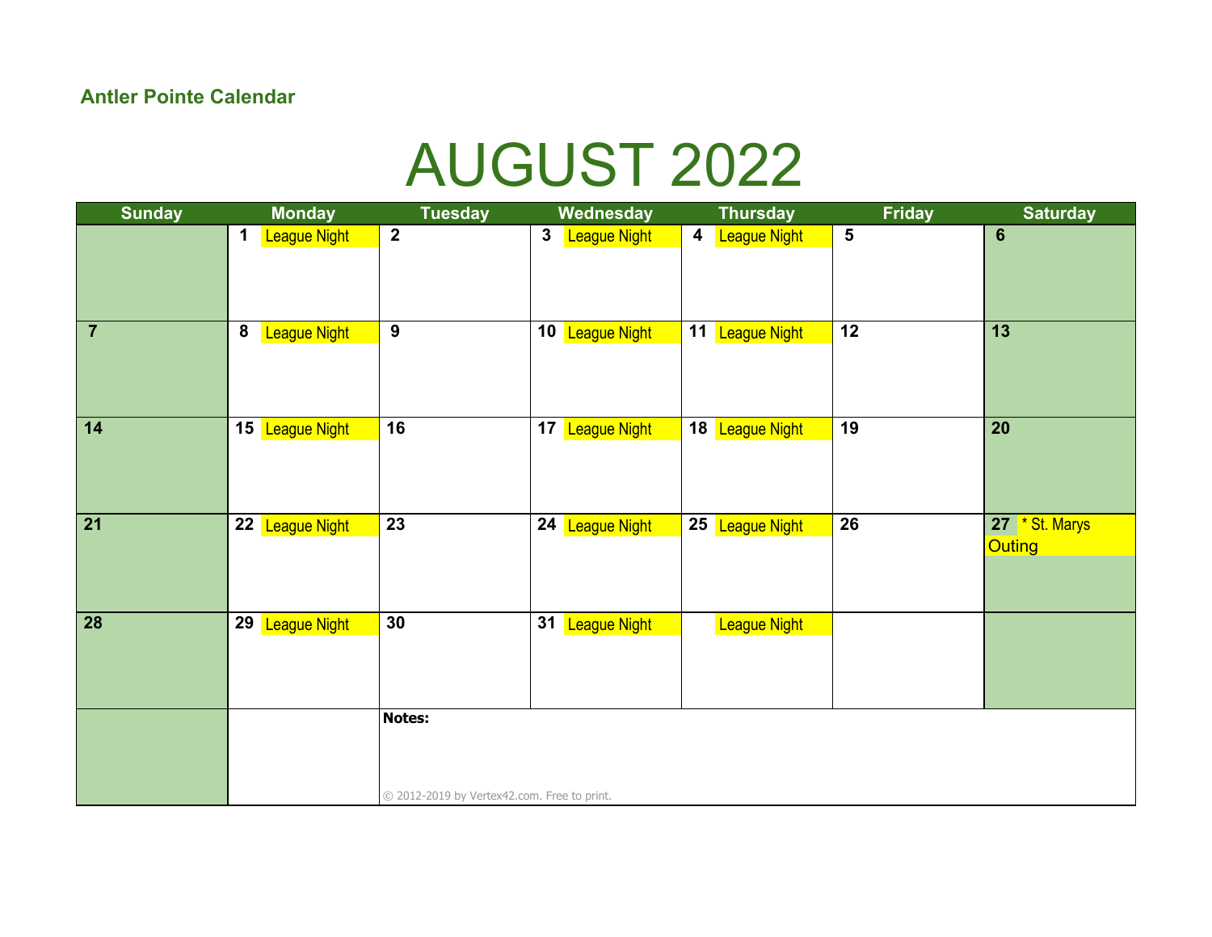**Antler Pointe Calendar**

# AUGUST 2022

| Sunday | Monday | Tuesday | Wednesday | Thursday | Friday | Saturday |
|---|---|---|---|---|---|---|
| | 1 League Night | 2 | 3 League Night | 4 League Night | 5 | 6 |
| 7 | 8 League Night | 9 | 10 League Night | 11 League Night | 12 | 13 |
| 14 | 15 League Night | 16 | 17 League Night | 18 League Night | 19 | 20 |
| 21 | 22 League Night | 23 | 24 League Night | 25 League Night | 26 | 27 * St. Marys Outing |
| 28 | 29 League Night | 30 | 31 League Night | League Night | | |

**Notes:**

© 2012-2019 by Vertex42.com. Free to print.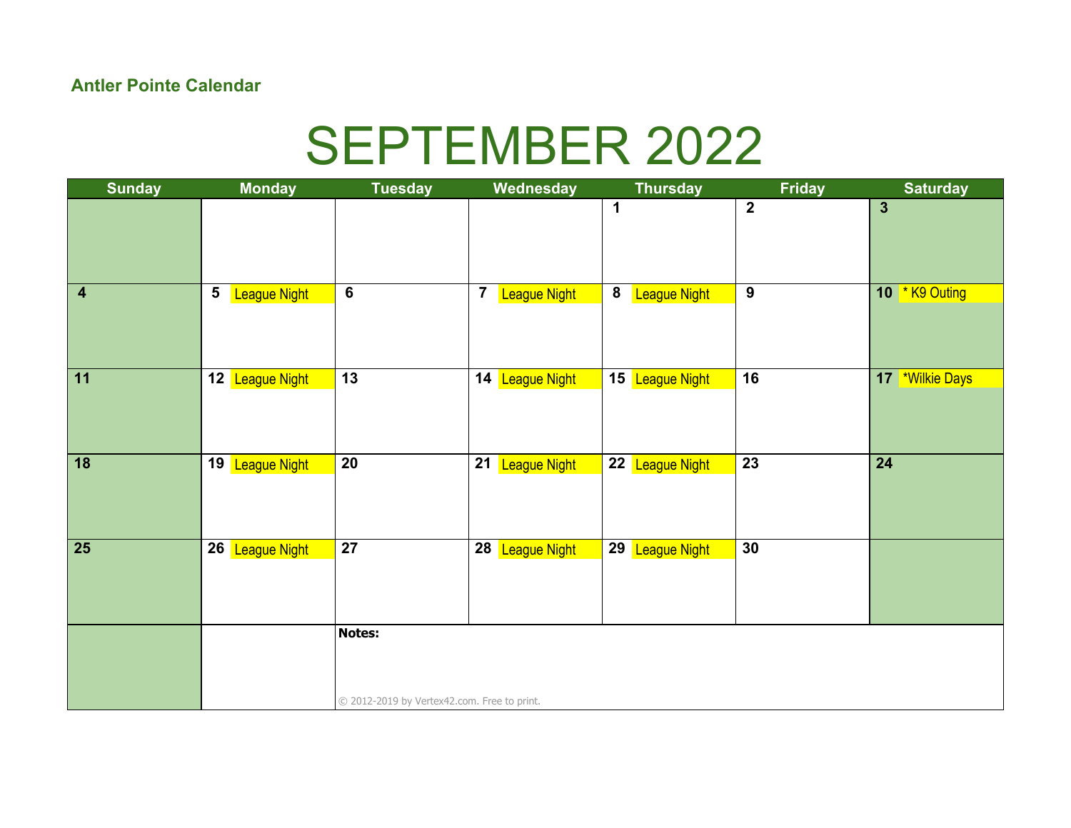**Antler Pointe Calendar**

# SEPTEMBER 2022

| Sunday | Monday | Tuesday | Wednesday | Thursday | Friday | Saturday |
|---|---|---|---|---|---|---|
| | | | | 1 | 2 | 3 |
| 4 | 5 League Night | 6 | 7 League Night | 8 League Night | 9 | 10 * K9 Outing |
| 11 | 12 League Night | 13 | 14 League Night | 15 League Night | 16 | 17 *Wilkie Days |
| 18 | 19 League Night | 20 | 21 League Night | 22 League Night | 23 | 24 |
| 25 | 26 League Night | 27 | 28 League Night | 29 League Night | 30 | |

**Notes:**

© 2012-2019 by Vertex42.com. Free to print.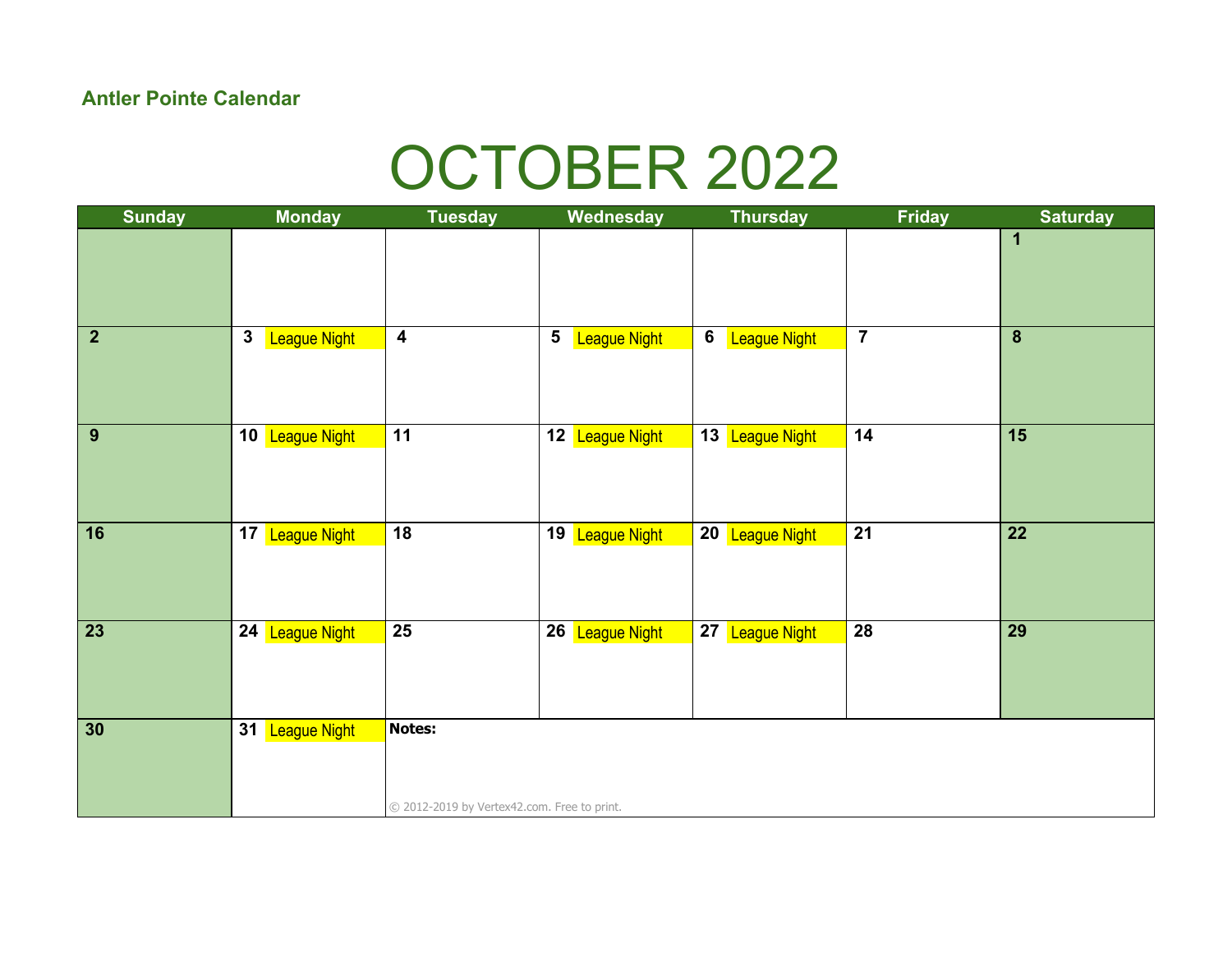**Antler Pointe Calendar**

# OCTOBER 2022

| Sunday | Monday | Tuesday | Wednesday | Thursday | Friday | Saturday |
| --- | --- | --- | --- | --- | --- | --- |
| | | | | | | 1 |
| 2 | 3 League Night | 4 | 5 League Night | 6 League Night | 7 | 8 |
| 9 | 10 League Night | 11 | 12 League Night | 13 League Night | 14 | 15 |
| 16 | 17 League Night | 18 | 19 League Night | 20 League Night | 21 | 22 |
| 23 | 24 League Night | 25 | 26 League Night | 27 League Night | 28 | 29 |
| 30 | 31 League Night | **Notes:** | | | | |

© 2012-2019 by Vertex42.com. Free to print.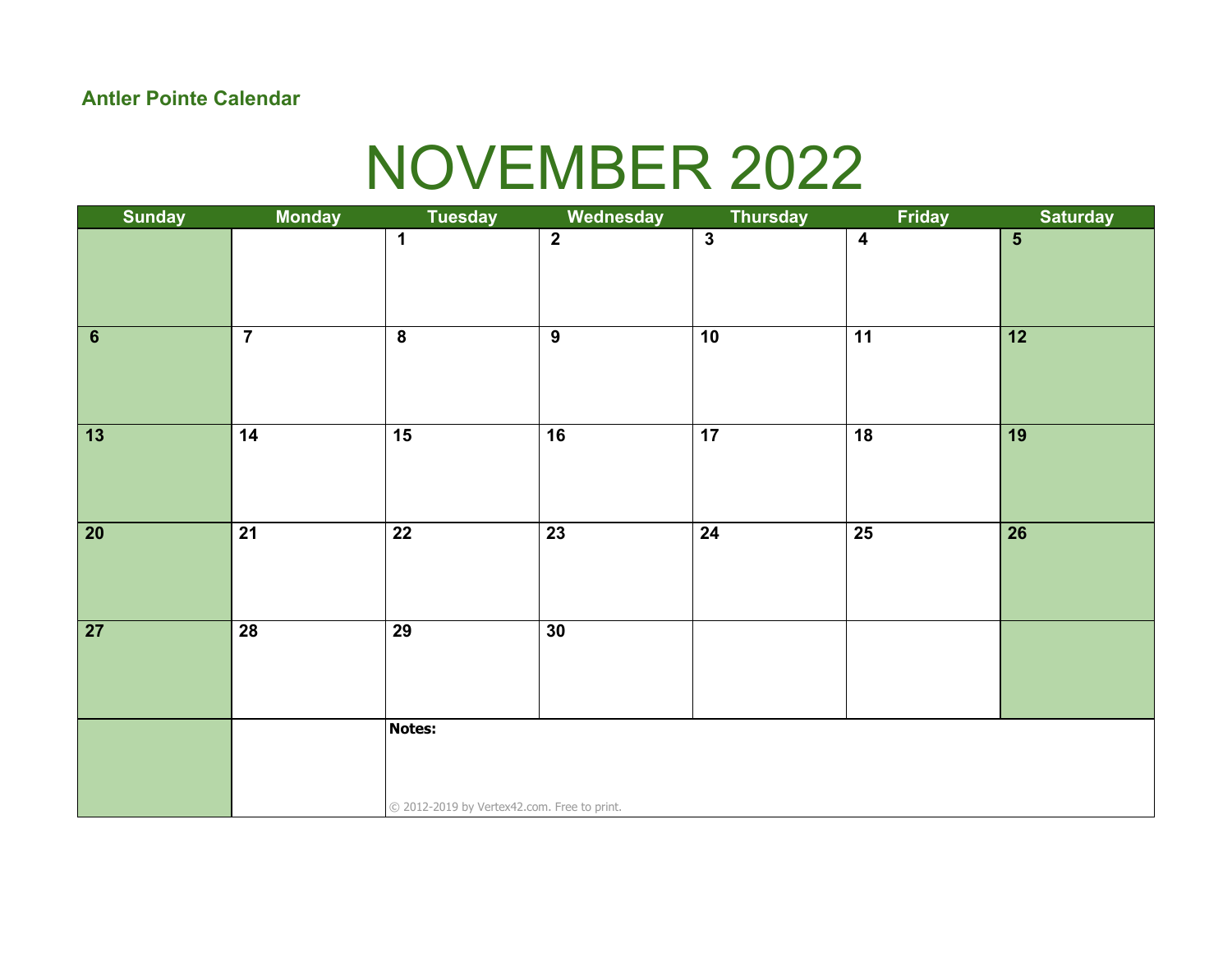**Antler Pointe Calendar**

# NOVEMBER 2022

| Sunday | Monday | Tuesday | Wednesday | Thursday | Friday | Saturday |
|---|---|---|---|---|---|---|
| | | 1 | 2 | 3 | 4 | 5 |
| 6 | 7 | 8 | 9 | 10 | 11 | 12 |
| 13 | 14 | 15 | 16 | 17 | 18 | 19 |
| 20 | 21 | 22 | 23 | 24 | 25 | 26 |
| 27 | 28 | 29 | 30 | | | |
| | | **Notes:** | | | | |

© 2012-2019 by Vertex42.com. Free to print.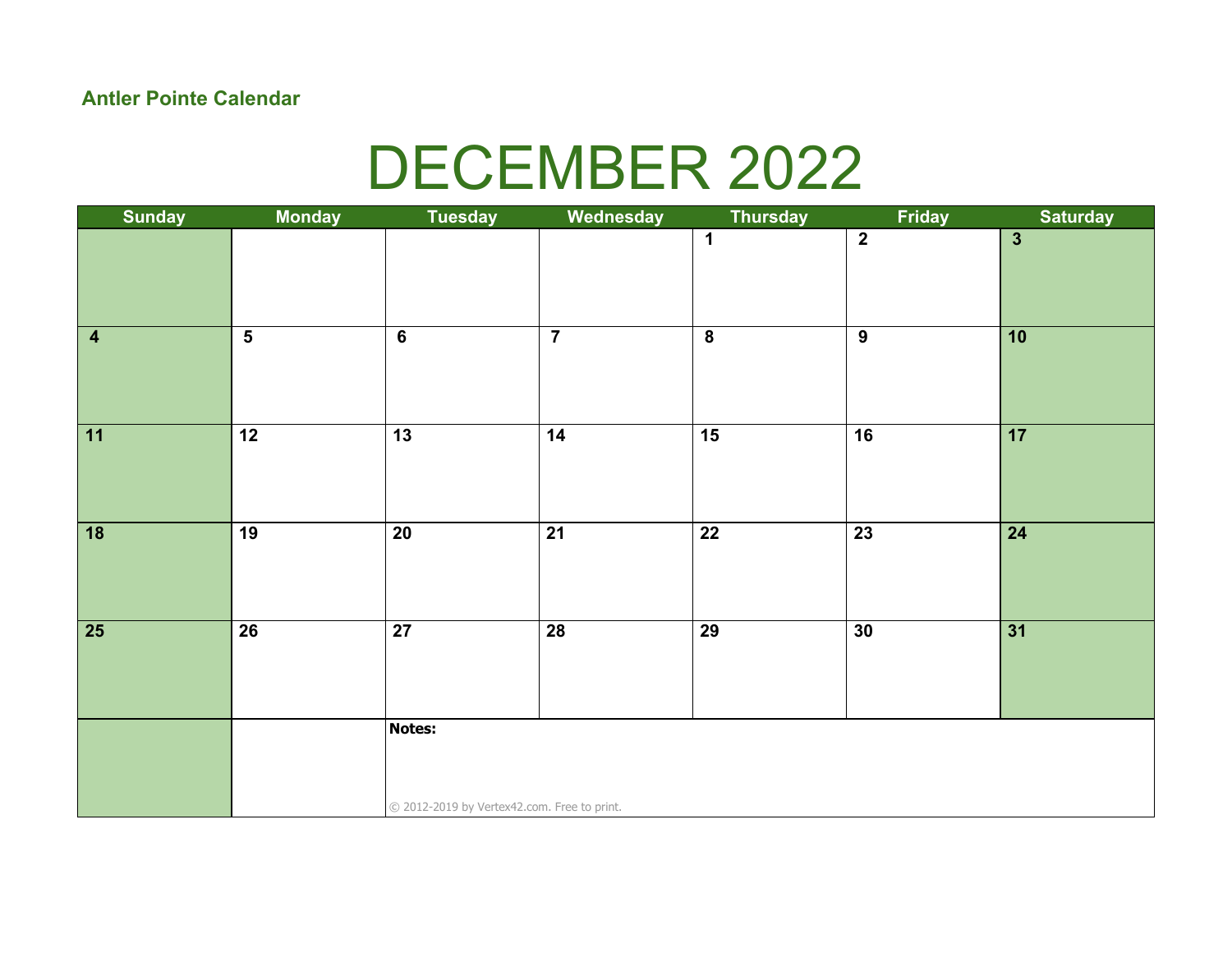**Antler Pointe Calendar**

# DECEMBER 2022

| Sunday | Monday | Tuesday | Wednesday | Thursday | Friday | Saturday |
|---|---|---|---|---|---|---|
| | | | | 1 | 2 | 3 |
| 4 | 5 | 6 | 7 | 8 | 9 | 10 |
| 11 | 12 | 13 | 14 | 15 | 16 | 17 |
| 18 | 19 | 20 | 21 | 22 | 23 | 24 |
| 25 | 26 | 27 | 28 | 29 | 30 | 31 |

**Notes:**

© 2012-2019 by Vertex42.com. Free to print.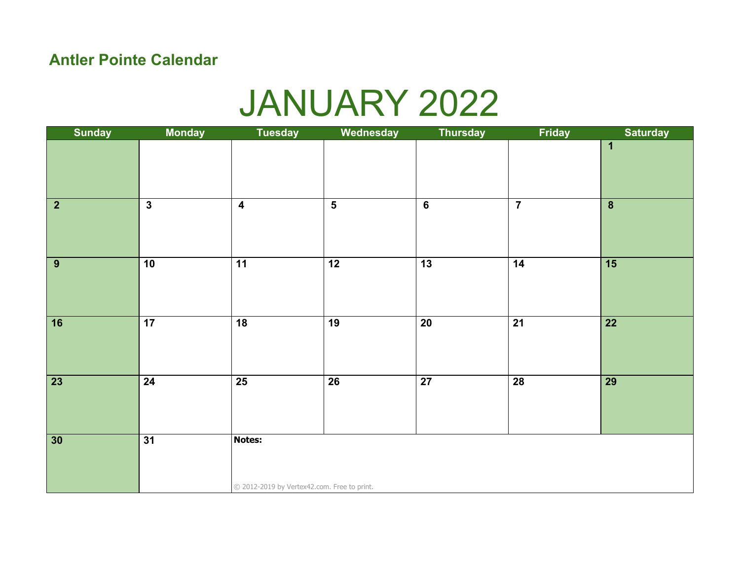## Antler Pointe Calendar

# JANUARY 2022

| Sunday | Monday | Tuesday | Wednesday | Thursday | Friday | Saturday |
|---|---|---|---|---|---|---|
| | | | | | | 1 |
| 2 | 3 | 4 | 5 | 6 | 7 | 8 |
| 9 | 10 | 11 | 12 | 13 | 14 | 15 |
| 16 | 17 | 18 | 19 | 20 | 21 | 22 |
| 23 | 24 | 25 | 26 | 27 | 28 | 29 |
| 30 | 31 | **Notes:** | | | | |

© 2012-2019 by Vertex42.com. Free to print.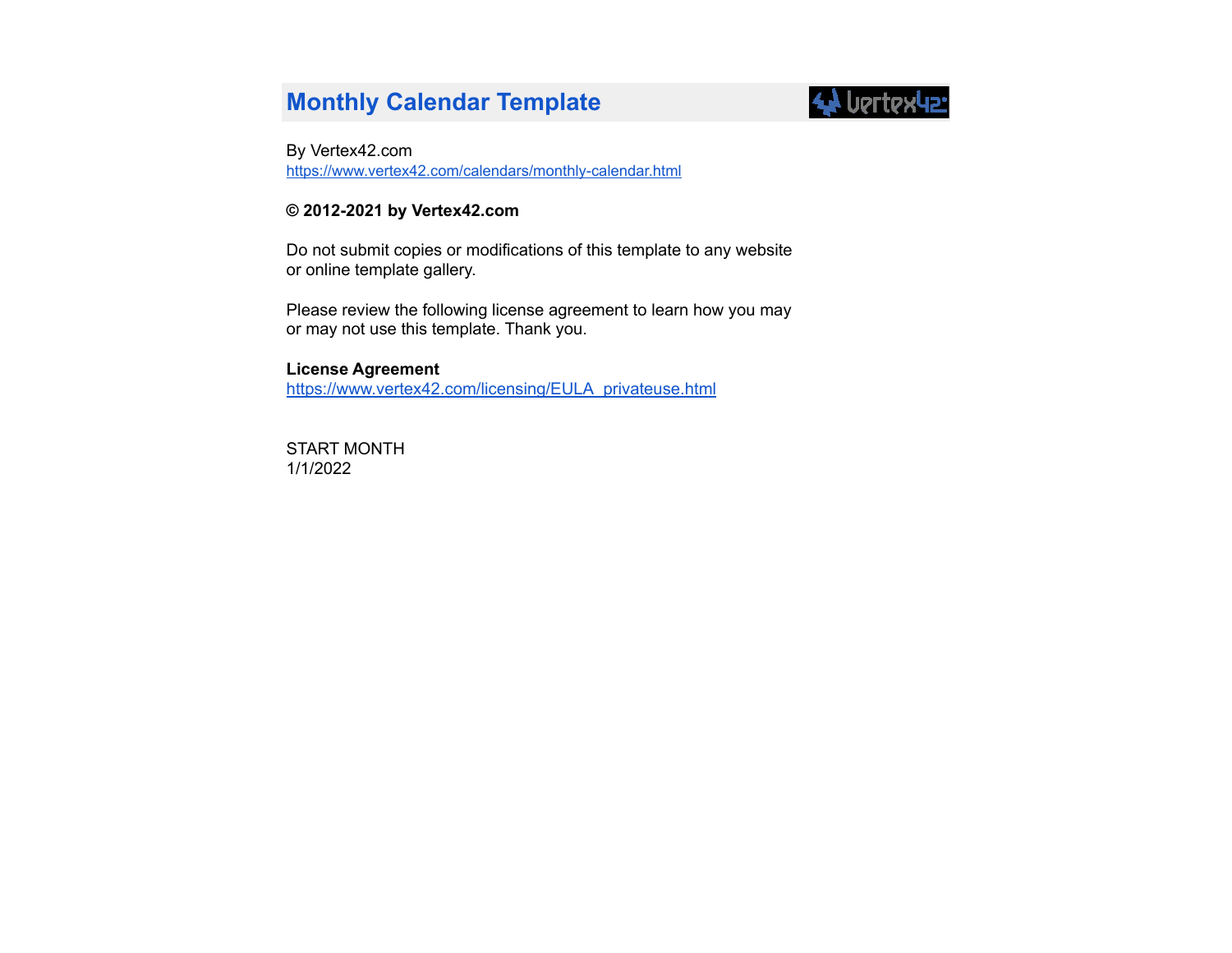# Monthly Calendar Template

By Vertex42.com
https://www.vertex42.com/calendars/monthly-calendar.html

**© 2012-2021 by Vertex42.com**

Do not submit copies or modifications of this template to any website or online template gallery.

Please review the following license agreement to learn how you may or may not use this template. Thank you.

**License Agreement**
https://www.vertex42.com/licensing/EULA_privateuse.html

START MONTH
1/1/2022